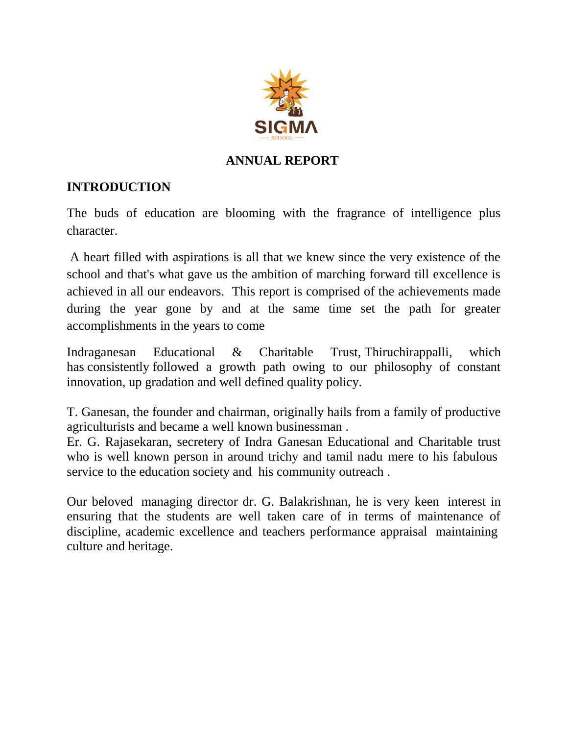SIGMA

SCHOOL

# ANNUAL REPORT

## INTRODUCTION

The buds of education are blooming with the fragrance of intelligence plus character.

A heart filled with aspirations is all that we knew since the very existence of the school and that's what gave us the ambition of marching forward till excellence is achieved in all our endeavors. This report is comprised of the achievements made during the year gone by and at the same time set the path for greater accomplishments in the years to come

Indraganesan Educational & Charitable Trust, Thiruchirappalli, which has consistently followed a growth path owing to our philosophy of constant innovation, up gradation and well defined quality policy.

T. Ganesan, the founder and chairman, originally hails from a family of productive agriculturists and became a well known businessman .
Er. G. Rajasekaran, secretery of Indra Ganesan Educational and Charitable trust who is well known person in around trichy and tamil nadu mere to his fabulous service to the education society and his community outreach .

Our beloved managing director dr. G. Balakrishnan, he is very keen interest in ensuring that the students are well taken care of in terms of maintenance of discipline, academic excellence and teachers performance appraisal maintaining culture and heritage.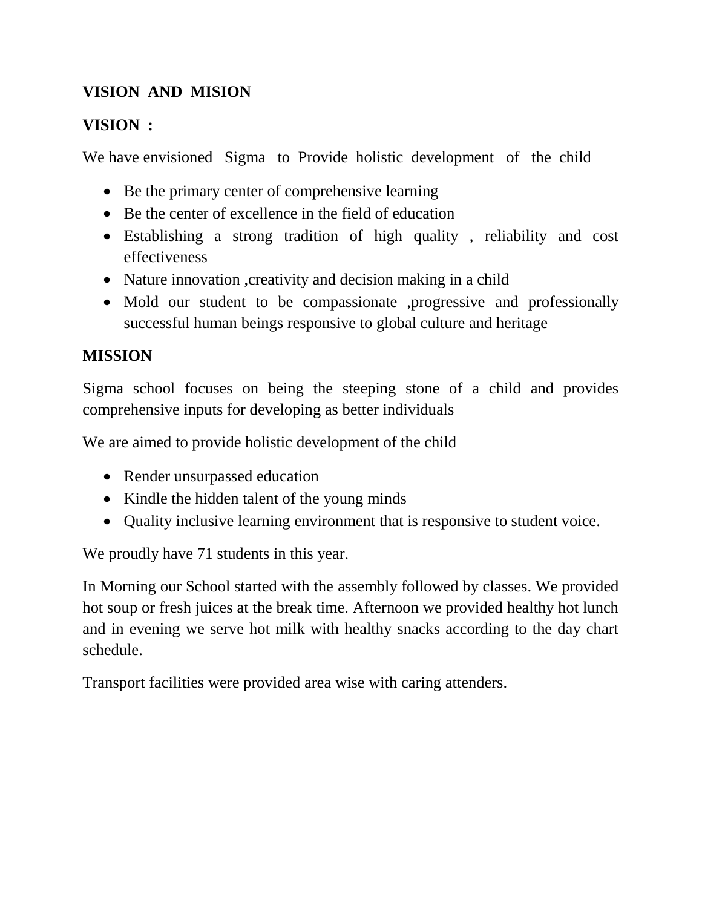**VISION AND MISION**

**VISION :**

We have envisioned Sigma to Provide holistic development of the child

- Be the primary center of comprehensive learning
- Be the center of excellence in the field of education
- Establishing a strong tradition of high quality , reliability and cost effectiveness
- Nature innovation ,creativity and decision making in a child
- Mold our student to be compassionate ,progressive and professionally successful human beings responsive to global culture and heritage

**MISSION**

Sigma school focuses on being the steeping stone of a child and provides comprehensive inputs for developing as better individuals

We are aimed to provide holistic development of the child

- Render unsurpassed education
- Kindle the hidden talent of the young minds
- Quality inclusive learning environment that is responsive to student voice.

We proudly have 71 students in this year.

In Morning our School started with the assembly followed by classes. We provided hot soup or fresh juices at the break time. Afternoon we provided healthy hot lunch and in evening we serve hot milk with healthy snacks according to the day chart schedule.

Transport facilities were provided area wise with caring attenders.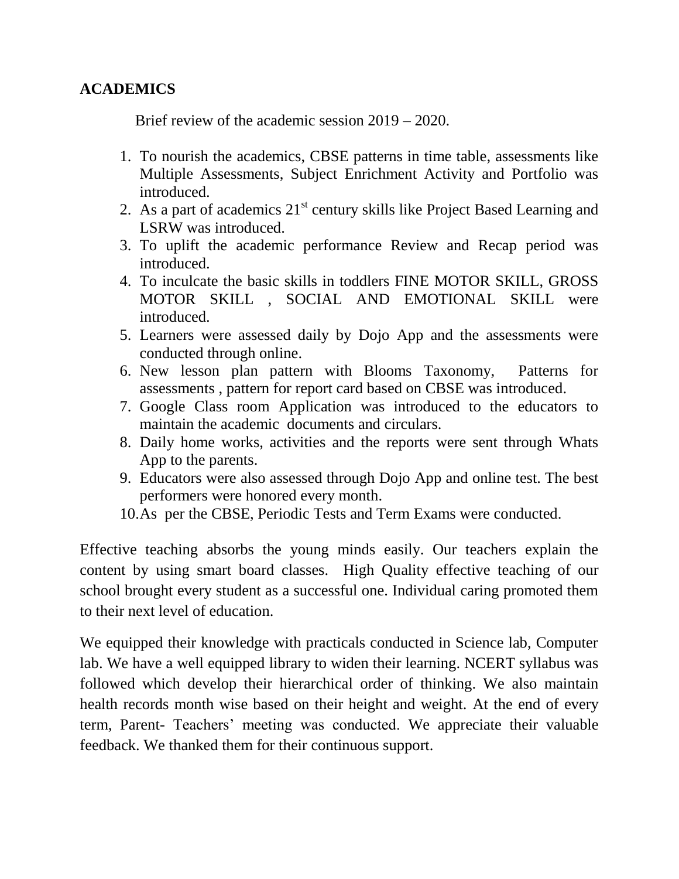# ACADEMICS

Brief review of the academic session 2019 – 2020.

1. To nourish the academics, CBSE patterns in time table, assessments like Multiple Assessments, Subject Enrichment Activity and Portfolio was introduced.
2. As a part of academics 21st century skills like Project Based Learning and LSRW was introduced.
3. To uplift the academic performance Review and Recap period was introduced.
4. To inculcate the basic skills in toddlers FINE MOTOR SKILL, GROSS MOTOR SKILL , SOCIAL AND EMOTIONAL SKILL were introduced.
5. Learners were assessed daily by Dojo App and the assessments were conducted through online.
6. New lesson plan pattern with Blooms Taxonomy, Patterns for assessments , pattern for report card based on CBSE was introduced.
7. Google Class room Application was introduced to the educators to maintain the academic documents and circulars.
8. Daily home works, activities and the reports were sent through Whats App to the parents.
9. Educators were also assessed through Dojo App and online test. The best performers were honored every month.
10. As per the CBSE, Periodic Tests and Term Exams were conducted.

Effective teaching absorbs the young minds easily. Our teachers explain the content by using smart board classes. High Quality effective teaching of our school brought every student as a successful one. Individual caring promoted them to their next level of education.

We equipped their knowledge with practicals conducted in Science lab, Computer lab. We have a well equipped library to widen their learning. NCERT syllabus was followed which develop their hierarchical order of thinking. We also maintain health records month wise based on their height and weight. At the end of every term, Parent- Teachers' meeting was conducted. We appreciate their valuable feedback. We thanked them for their continuous support.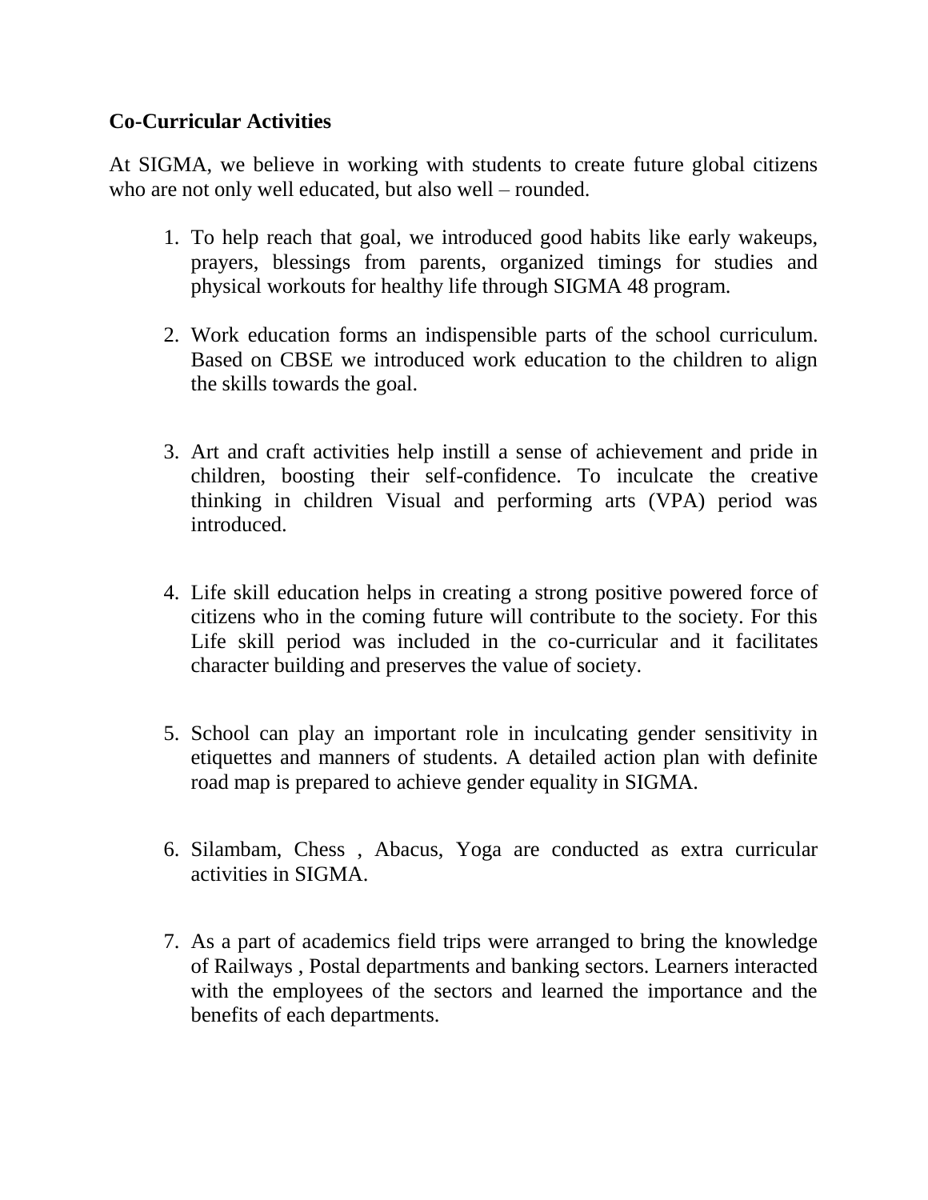**Co-Curricular Activities**

At SIGMA, we believe in working with students to create future global citizens who are not only well educated, but also well – rounded.

1. To help reach that goal, we introduced good habits like early wakeups, prayers, blessings from parents, organized timings for studies and physical workouts for healthy life through SIGMA 48 program.

2. Work education forms an indispensible parts of the school curriculum. Based on CBSE we introduced work education to the children to align the skills towards the goal.

3. Art and craft activities help instill a sense of achievement and pride in children, boosting their self-confidence. To inculcate the creative thinking in children Visual and performing arts (VPA) period was introduced.

4. Life skill education helps in creating a strong positive powered force of citizens who in the coming future will contribute to the society. For this Life skill period was included in the co-curricular and it facilitates character building and preserves the value of society.

5. School can play an important role in inculcating gender sensitivity in etiquettes and manners of students. A detailed action plan with definite road map is prepared to achieve gender equality in SIGMA.

6. Silambam, Chess , Abacus, Yoga are conducted as extra curricular activities in SIGMA.

7. As a part of academics field trips were arranged to bring the knowledge of Railways , Postal departments and banking sectors. Learners interacted with the employees of the sectors and learned the importance and the benefits of each departments.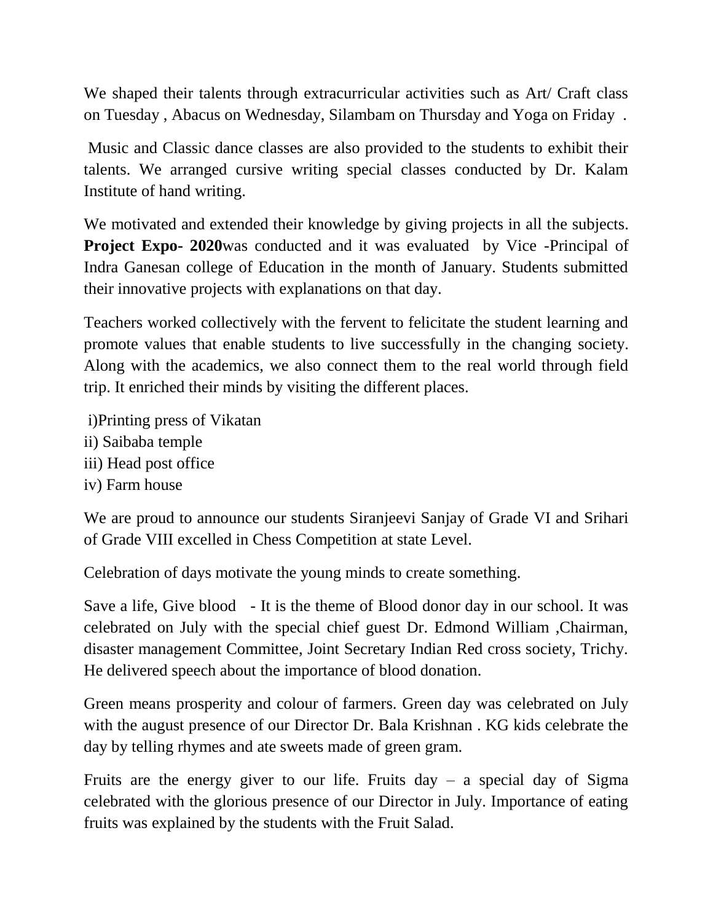We shaped their talents through extracurricular activities such as Art/ Craft class on Tuesday , Abacus on Wednesday, Silambam on Thursday and Yoga on Friday .

Music and Classic dance classes are also provided to the students to exhibit their talents. We arranged cursive writing special classes conducted by Dr. Kalam Institute of hand writing.

We motivated and extended their knowledge by giving projects in all the subjects. **Project Expo- 2020**was conducted and it was evaluated by Vice -Principal of Indra Ganesan college of Education in the month of January. Students submitted their innovative projects with explanations on that day.

Teachers worked collectively with the fervent to felicitate the student learning and promote values that enable students to live successfully in the changing society. Along with the academics, we also connect them to the real world through field trip. It enriched their minds by visiting the different places.

i)Printing press of Vikatan
ii) Saibaba temple
iii) Head post office
iv) Farm house

We are proud to announce our students Siranjeevi Sanjay of Grade VI and Srihari of Grade VIII excelled in Chess Competition at state Level.

Celebration of days motivate the young minds to create something.

Save a life, Give blood - It is the theme of Blood donor day in our school. It was celebrated on July with the special chief guest Dr. Edmond William ,Chairman, disaster management Committee, Joint Secretary Indian Red cross society, Trichy. He delivered speech about the importance of blood donation.

Green means prosperity and colour of farmers. Green day was celebrated on July with the august presence of our Director Dr. Bala Krishnan . KG kids celebrate the day by telling rhymes and ate sweets made of green gram.

Fruits are the energy giver to our life. Fruits day – a special day of Sigma celebrated with the glorious presence of our Director in July. Importance of eating fruits was explained by the students with the Fruit Salad.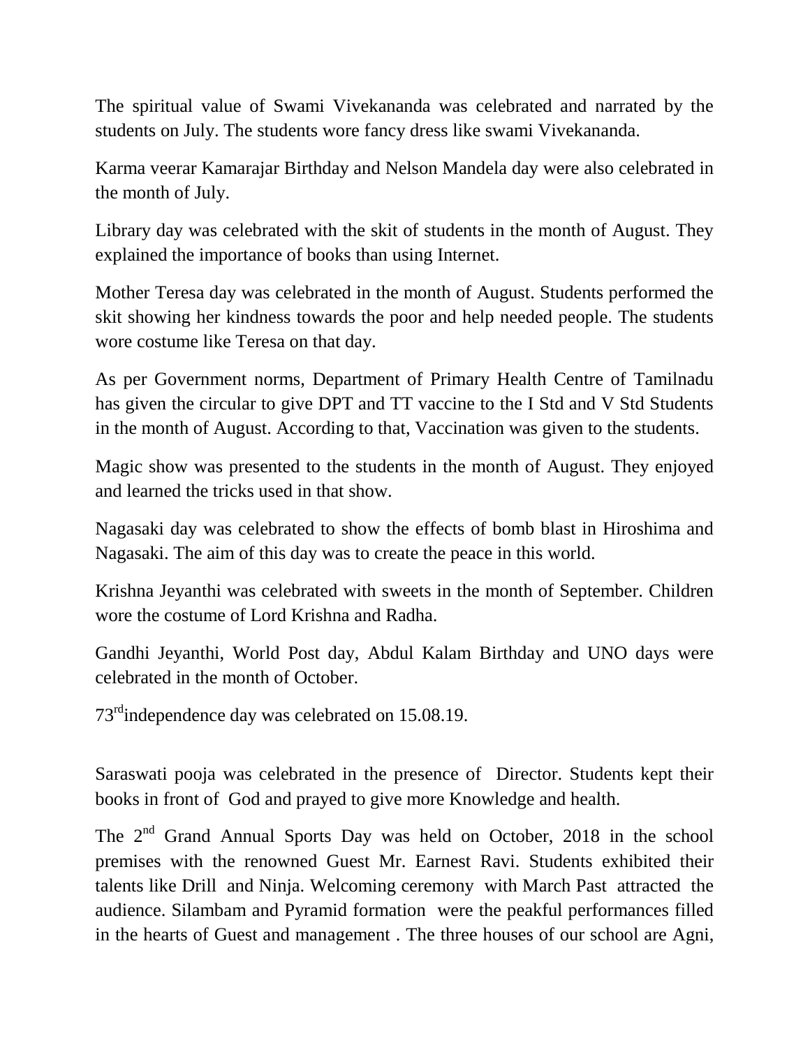The spiritual value of Swami Vivekananda was celebrated and narrated by the students on July. The students wore fancy dress like swami Vivekananda.

Karma veerar Kamarajar Birthday and Nelson Mandela day were also celebrated in the month of July.

Library day was celebrated with the skit of students in the month of August. They explained the importance of books than using Internet.

Mother Teresa day was celebrated in the month of August. Students performed the skit showing her kindness towards the poor and help needed people. The students wore costume like Teresa on that day.

As per Government norms, Department of Primary Health Centre of Tamilnadu has given the circular to give DPT and TT vaccine to the I Std and V Std Students in the month of August. According to that, Vaccination was given to the students.

Magic show was presented to the students in the month of August. They enjoyed and learned the tricks used in that show.

Nagasaki day was celebrated to show the effects of bomb blast in Hiroshima and Nagasaki. The aim of this day was to create the peace in this world.

Krishna Jeyanthi was celebrated with sweets in the month of September. Children wore the costume of Lord Krishna and Radha.

Gandhi Jeyanthi, World Post day, Abdul Kalam Birthday and UNO days were celebrated in the month of October.

73rd independence day was celebrated on 15.08.19.

Saraswati pooja was celebrated in the presence of Director. Students kept their books in front of God and prayed to give more Knowledge and health.

The 2nd Grand Annual Sports Day was held on October, 2018 in the school premises with the renowned Guest Mr. Earnest Ravi. Students exhibited their talents like Drill and Ninja. Welcoming ceremony with March Past attracted the audience. Silambam and Pyramid formation were the peakful performances filled in the hearts of Guest and management . The three houses of our school are Agni,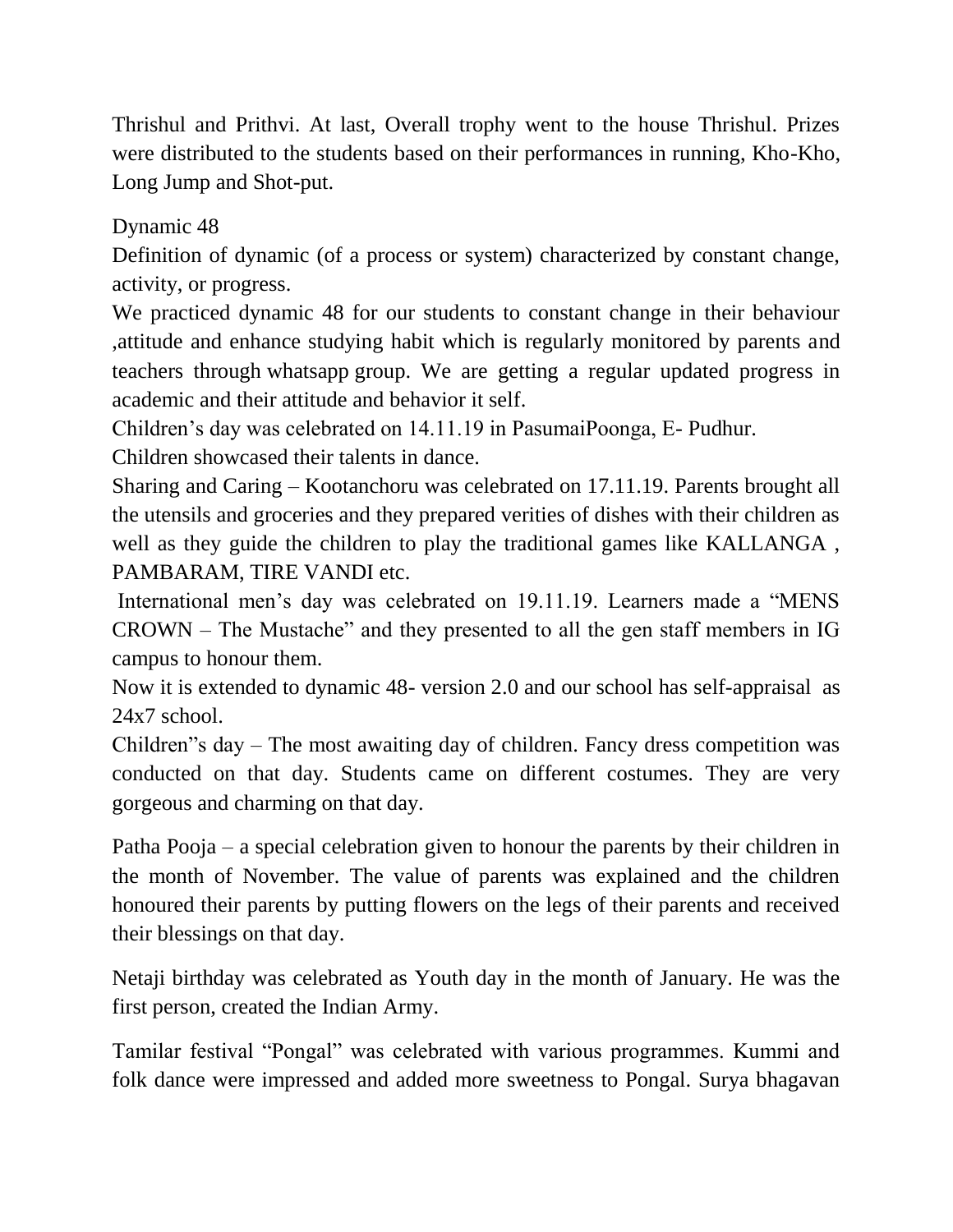Thrishul and Prithvi. At last, Overall trophy went to the house Thrishul. Prizes were distributed to the students based on their performances in running, Kho-Kho, Long Jump and Shot-put.

Dynamic 48

Definition of dynamic (of a process or system) characterized by constant change, activity, or progress.

We practiced dynamic 48 for our students to constant change in their behaviour ,attitude and enhance studying habit which is regularly monitored by parents and teachers through whatsapp group. We are getting a regular updated progress in academic and their attitude and behavior it self.

Children's day was celebrated on 14.11.19 in PasumaiPoonga, E- Pudhur.

Children showcased their talents in dance.

Sharing and Caring – Kootanchoru was celebrated on 17.11.19. Parents brought all the utensils and groceries and they prepared verities of dishes with their children as well as they guide the children to play the traditional games like KALLANGA , PAMBARAM, TIRE VANDI etc.

International men's day was celebrated on 19.11.19. Learners made a "MENS CROWN – The Mustache" and they presented to all the gen staff members in IG campus to honour them.

Now it is extended to dynamic 48- version 2.0 and our school has self-appraisal as 24x7 school.

Children"s day – The most awaiting day of children. Fancy dress competition was conducted on that day. Students came on different costumes. They are very gorgeous and charming on that day.

Patha Pooja – a special celebration given to honour the parents by their children in the month of November. The value of parents was explained and the children honoured their parents by putting flowers on the legs of their parents and received their blessings on that day.

Netaji birthday was celebrated as Youth day in the month of January. He was the first person, created the Indian Army.

Tamilar festival "Pongal" was celebrated with various programmes. Kummi and folk dance were impressed and added more sweetness to Pongal. Surya bhagavan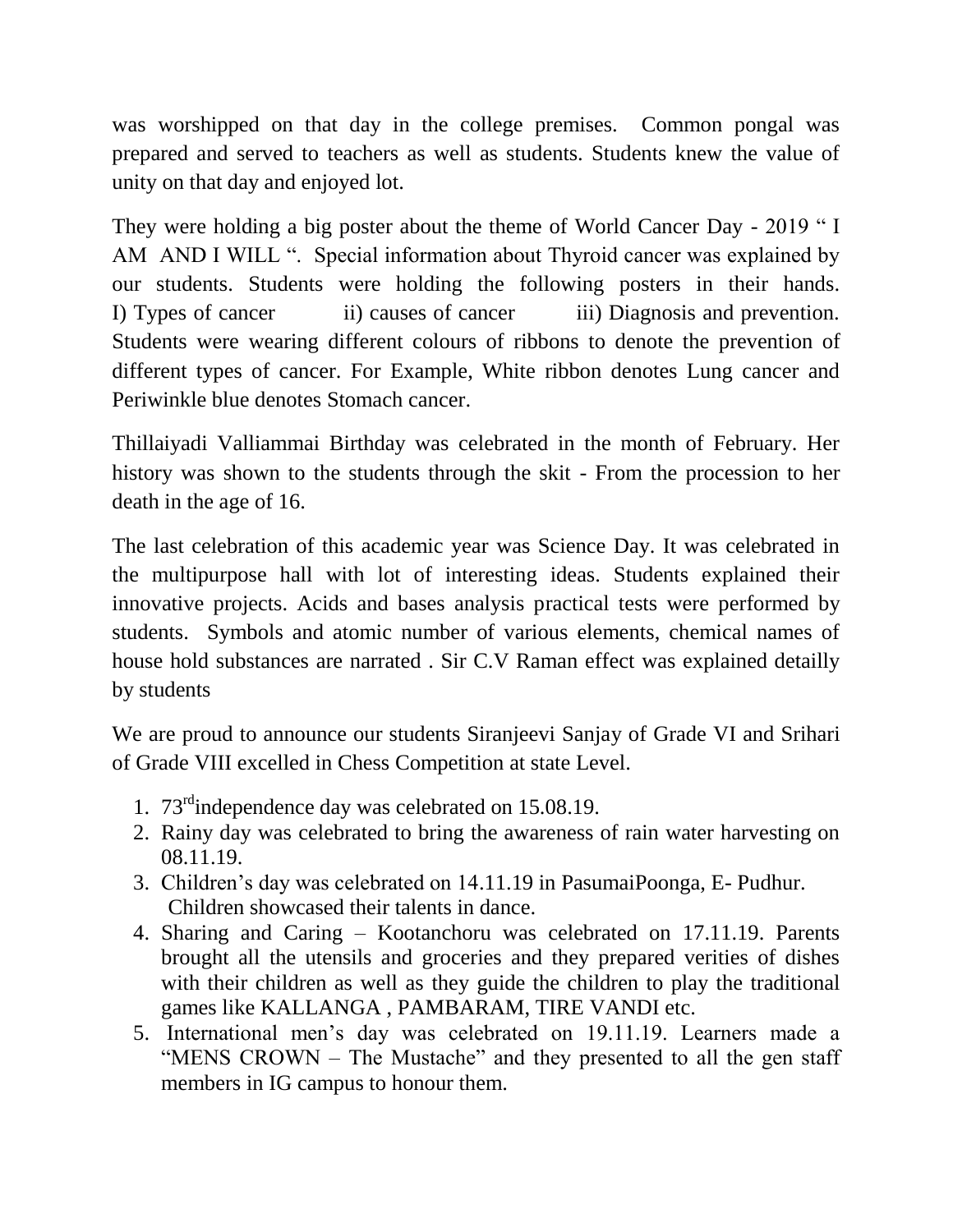was worshipped on that day in the college premises. Common pongal was prepared and served to teachers as well as students. Students knew the value of unity on that day and enjoyed lot.

They were holding a big poster about the theme of World Cancer Day - 2019 " I AM AND I WILL ". Special information about Thyroid cancer was explained by our students. Students were holding the following posters in their hands. I) Types of cancer ii) causes of cancer iii) Diagnosis and prevention. Students were wearing different colours of ribbons to denote the prevention of different types of cancer. For Example, White ribbon denotes Lung cancer and Periwinkle blue denotes Stomach cancer.

Thillaiyadi Valliammai Birthday was celebrated in the month of February. Her history was shown to the students through the skit - From the procession to her death in the age of 16.

The last celebration of this academic year was Science Day. It was celebrated in the multipurpose hall with lot of interesting ideas. Students explained their innovative projects. Acids and bases analysis practical tests were performed by students. Symbols and atomic number of various elements, chemical names of house hold substances are narrated . Sir C.V Raman effect was explained detailly by students

We are proud to announce our students Siranjeevi Sanjay of Grade VI and Srihari of Grade VIII excelled in Chess Competition at state Level.

1. 73rd independence day was celebrated on 15.08.19.
2. Rainy day was celebrated to bring the awareness of rain water harvesting on 08.11.19.
3. Children's day was celebrated on 14.11.19 in PasumaiPoonga, E- Pudhur. Children showcased their talents in dance.
4. Sharing and Caring – Kootanchoru was celebrated on 17.11.19. Parents brought all the utensils and groceries and they prepared verities of dishes with their children as well as they guide the children to play the traditional games like KALLANGA , PAMBARAM, TIRE VANDI etc.
5. International men's day was celebrated on 19.11.19. Learners made a "MENS CROWN – The Mustache" and they presented to all the gen staff members in IG campus to honour them.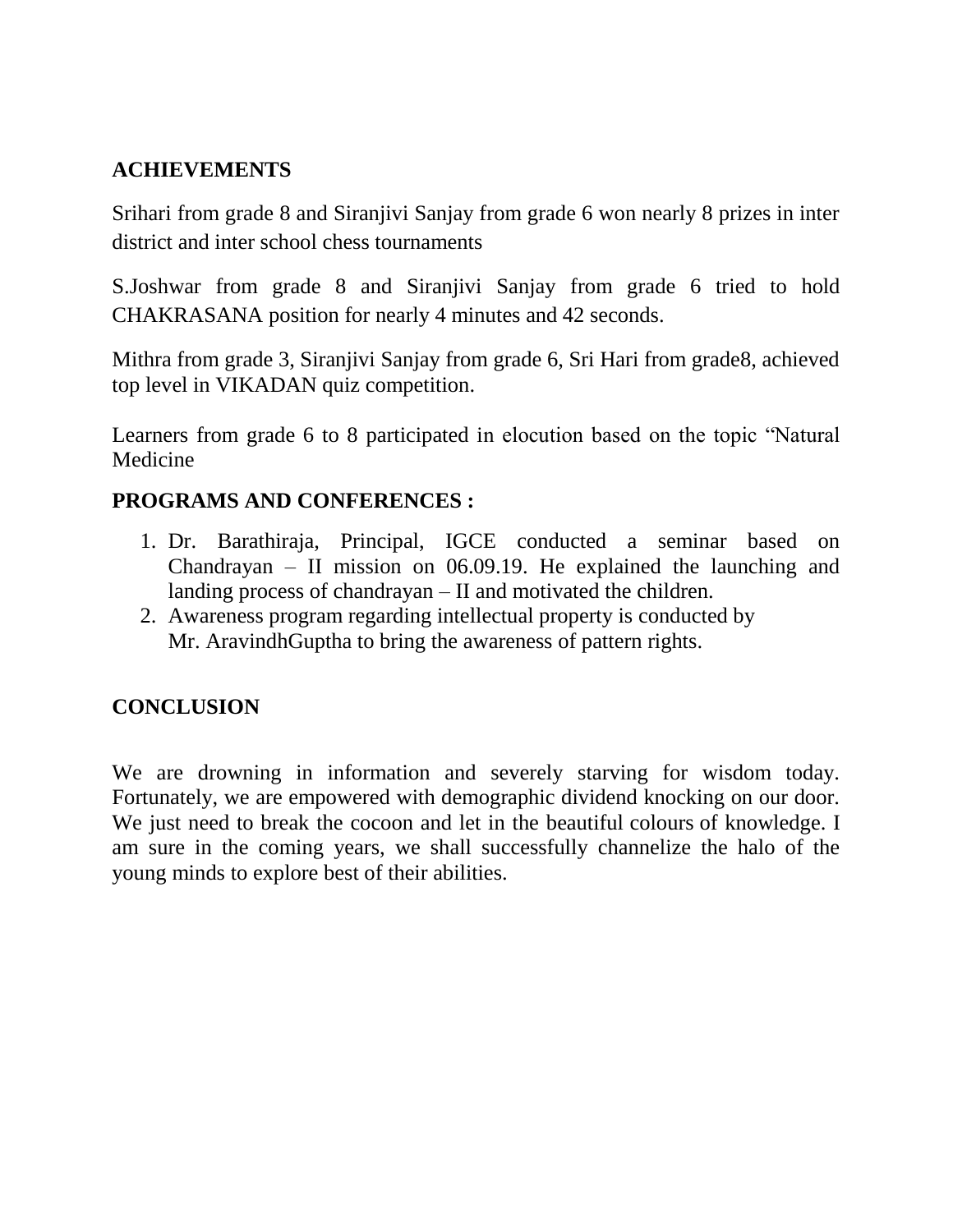## ACHIEVEMENTS

Srihari from grade 8 and Siranjivi Sanjay from grade 6 won nearly 8 prizes in inter district and inter school chess tournaments

S.Joshwar from grade 8 and Siranjivi Sanjay from grade 6 tried to hold CHAKRASANA position for nearly 4 minutes and 42 seconds.

Mithra from grade 3, Siranjivi Sanjay from grade 6, Sri Hari from grade8, achieved top level in VIKADAN quiz competition.

Learners from grade 6 to 8 participated in elocution based on the topic "Natural Medicine

## PROGRAMS AND CONFERENCES :

1. Dr. Barathiraja, Principal, IGCE conducted a seminar based on Chandrayan – II mission on 06.09.19. He explained the launching and landing process of chandrayan – II and motivated the children.
2. Awareness program regarding intellectual property is conducted by Mr. AravindhGuptha to bring the awareness of pattern rights.

## CONCLUSION

We are drowning in information and severely starving for wisdom today. Fortunately, we are empowered with demographic dividend knocking on our door. We just need to break the cocoon and let in the beautiful colours of knowledge. I am sure in the coming years, we shall successfully channelize the halo of the young minds to explore best of their abilities.